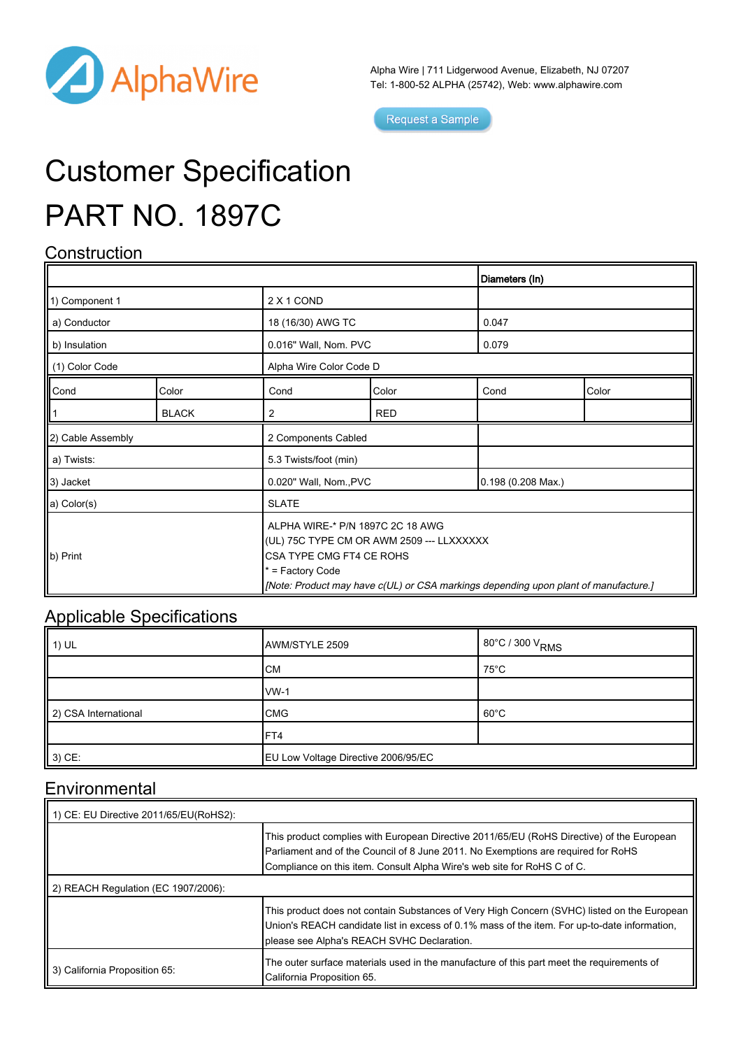AlphaWire

Alpha Wire | 711 Lidgerwood Avenue, Elizabeth, NJ 07207
Tel: 1-800-52 ALPHA (25742), Web: www.alphawire.com

Request a Sample

# Customer Specification

# PART NO. 1897C

## Construction

| | | Diameters (In) |
|---|---|---|
| 1) Component 1 | 2 X 1 COND | |
| a) Conductor | 18 (16/30) AWG TC | 0.047 |
| b) Insulation | 0.016" Wall, Nom. PVC | 0.079 |
| (1) Color Code | Alpha Wire Color Code D | |

| Cond | Color | Cond | Color | Cond | Color |
|---|---|---|---|---|---|
| 1 | BLACK | 2 | RED | | |

| | | |
|---|---|---|
| 2) Cable Assembly | 2 Components Cabled | |
| a) Twists: | 5.3 Twists/foot (min) | |
| 3) Jacket | 0.020" Wall, Nom.,PVC | 0.198 (0.208 Max.) |
| a) Color(s) | SLATE | |
| b) Print | ALPHA WIRE-* P/N 1897C 2C 18 AWG (UL) 75C TYPE CM OR AWM 2509 --- LLXXXXXX CSA TYPE CMG FT4 CE ROHS * = Factory Code *[Note: Product may have c(UL) or CSA markings depending upon plant of manufacture.]* | |

## Applicable Specifications

| | | |
|---|---|---|
| 1) UL | AWM/STYLE 2509 | 80°C / 300 $V_{RMS}$ |
| | CM | 75°C |
| | VW-1 | |
| 2) CSA International | CMG | 60°C |
| | FT4 | |
| 3) CE: | EU Low Voltage Directive 2006/95/EC | |

## Environmental

| | |
|---|---|
| 1) CE: EU Directive 2011/65/EU(RoHS2): | |
| | This product complies with European Directive 2011/65/EU (RoHS Directive) of the European Parliament and of the Council of 8 June 2011. No Exemptions are required for RoHS Compliance on this item. Consult Alpha Wire's web site for RoHS C of C. |
| 2) REACH Regulation (EC 1907/2006): | |
| | This product does not contain Substances of Very High Concern (SVHC) listed on the European Union's REACH candidate list in excess of 0.1% mass of the item. For up-to-date information, please see Alpha's REACH SVHC Declaration. |
| 3) California Proposition 65: | The outer surface materials used in the manufacture of this part meet the requirements of California Proposition 65. |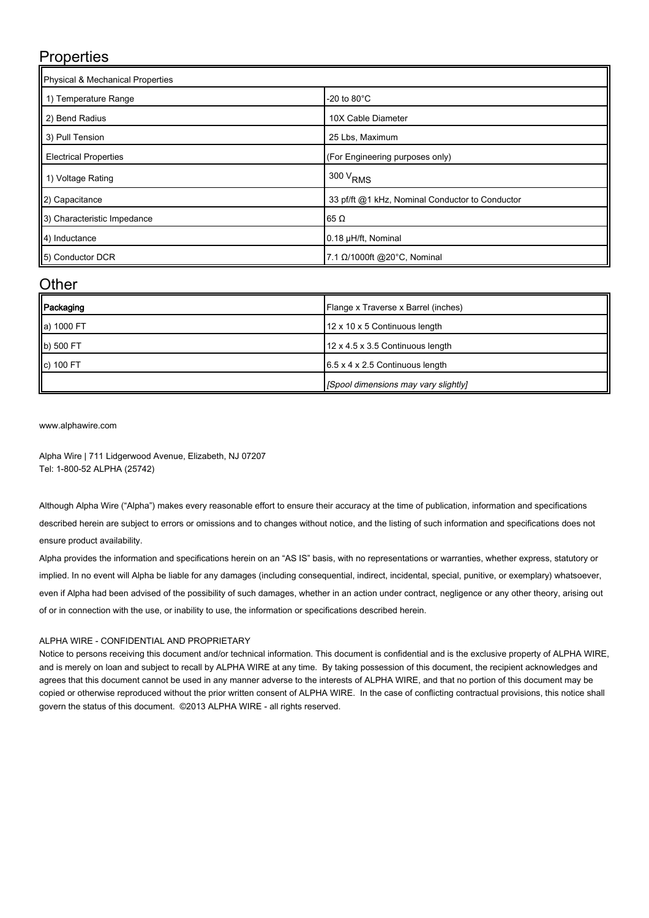## Properties

| Physical & Mechanical Properties | |
|---|---|
| 1) Temperature Range | -20 to 80°C |
| 2) Bend Radius | 10X Cable Diameter |
| 3) Pull Tension | 25 Lbs, Maximum |
| Electrical Properties | (For Engineering purposes only) |
| 1) Voltage Rating | 300 $V_{RMS}$ |
| 2) Capacitance | 33 pf/ft @1 kHz, Nominal Conductor to Conductor |
| 3) Characteristic Impedance | 65 Ω |
| 4) Inductance | 0.18 µH/ft, Nominal |
| 5) Conductor DCR | 7.1 Ω/1000ft @20°C, Nominal |

## Other

| Packaging | Flange x Traverse x Barrel (inches) |
|---|---|
| a) 1000 FT | 12 x 10 x 5 Continuous length |
| b) 500 FT | 12 x 4.5 x 3.5 Continuous length |
| c) 100 FT | 6.5 x 4 x 2.5 Continuous length |
| | *[Spool dimensions may vary slightly]* |

www.alphawire.com

Alpha Wire | 711 Lidgerwood Avenue, Elizabeth, NJ 07207
Tel: 1-800-52 ALPHA (25742)

Although Alpha Wire ("Alpha") makes every reasonable effort to ensure their accuracy at the time of publication, information and specifications described herein are subject to errors or omissions and to changes without notice, and the listing of such information and specifications does not ensure product availability.

Alpha provides the information and specifications herein on an "AS IS" basis, with no representations or warranties, whether express, statutory or implied. In no event will Alpha be liable for any damages (including consequential, indirect, incidental, special, punitive, or exemplary) whatsoever, even if Alpha had been advised of the possibility of such damages, whether in an action under contract, negligence or any other theory, arising out of or in connection with the use, or inability to use, the information or specifications described herein.

ALPHA WIRE - CONFIDENTIAL AND PROPRIETARY
Notice to persons receiving this document and/or technical information. This document is confidential and is the exclusive property of ALPHA WIRE, and is merely on loan and subject to recall by ALPHA WIRE at any time. By taking possession of this document, the recipient acknowledges and agrees that this document cannot be used in any manner adverse to the interests of ALPHA WIRE, and that no portion of this document may be copied or otherwise reproduced without the prior written consent of ALPHA WIRE. In the case of conflicting contractual provisions, this notice shall govern the status of this document. ©2013 ALPHA WIRE - all rights reserved.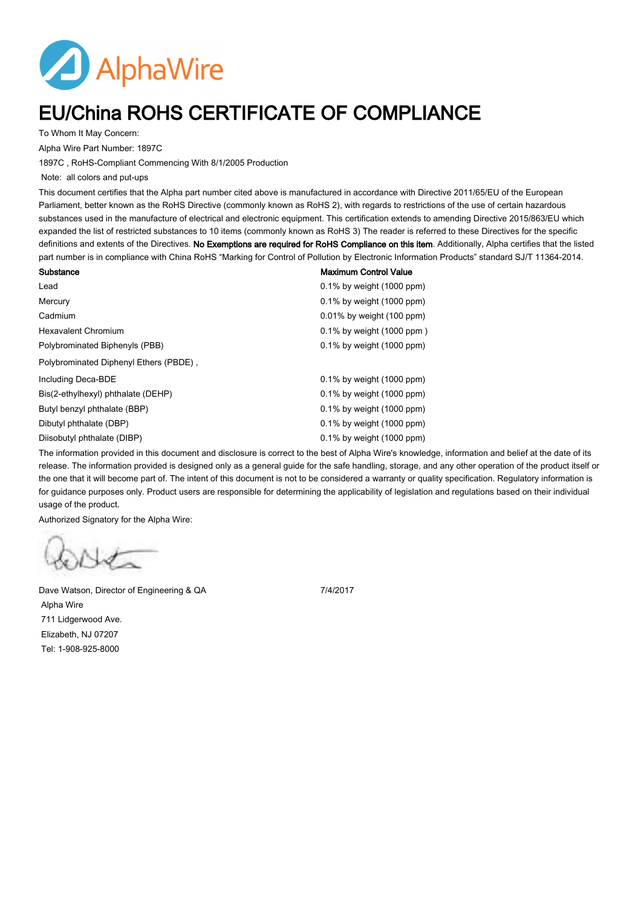AlphaWire

# EU/China ROHS CERTIFICATE OF COMPLIANCE

To Whom It May Concern:

Alpha Wire Part Number: 1897C

1897C , RoHS-Compliant Commencing With 8/1/2005 Production

Note: all colors and put-ups

This document certifies that the Alpha part number cited above is manufactured in accordance with Directive 2011/65/EU of the European Parliament, better known as the RoHS Directive (commonly known as RoHS 2), with regards to restrictions of the use of certain hazardous substances used in the manufacture of electrical and electronic equipment. This certification extends to amending Directive 2015/863/EU which expanded the list of restricted substances to 10 items (commonly known as RoHS 3) The reader is referred to these Directives for the specific definitions and extents of the Directives. **No Exemptions are required for RoHS Compliance on this item**. Additionally, Alpha certifies that the listed part number is in compliance with China RoHS "Marking for Control of Pollution by Electronic Information Products" standard SJ/T 11364-2014.

| Substance | Maximum Control Value |
|---|---|
| Lead | 0.1% by weight (1000 ppm) |
| Mercury | 0.1% by weight (1000 ppm) |
| Cadmium | 0.01% by weight (100 ppm) |
| Hexavalent Chromium | 0.1% by weight (1000 ppm ) |
| Polybrominated Biphenyls (PBB) | 0.1% by weight (1000 ppm) |
| Polybrominated Diphenyl Ethers (PBDE) , | |
| Including Deca-BDE | 0.1% by weight (1000 ppm) |
| Bis(2-ethylhexyl) phthalate (DEHP) | 0.1% by weight (1000 ppm) |
| Butyl benzyl phthalate (BBP) | 0.1% by weight (1000 ppm) |
| Dibutyl phthalate (DBP) | 0.1% by weight (1000 ppm) |
| Diisobutyl phthalate (DIBP) | 0.1% by weight (1000 ppm) |

The information provided in this document and disclosure is correct to the best of Alpha Wire's knowledge, information and belief at the date of its release. The information provided is designed only as a general guide for the safe handling, storage, and any other operation of the product itself or the one that it will become part of. The intent of this document is not to be considered a warranty or quality specification. Regulatory information is for guidance purposes only. Product users are responsible for determining the applicability of legislation and regulations based on their individual usage of the product.

Authorized Signatory for the Alpha Wire:

Dave Watson, Director of Engineering & QA 7/4/2017

Alpha Wire

711 Lidgerwood Ave.

Elizabeth, NJ 07207

Tel: 1-908-925-8000